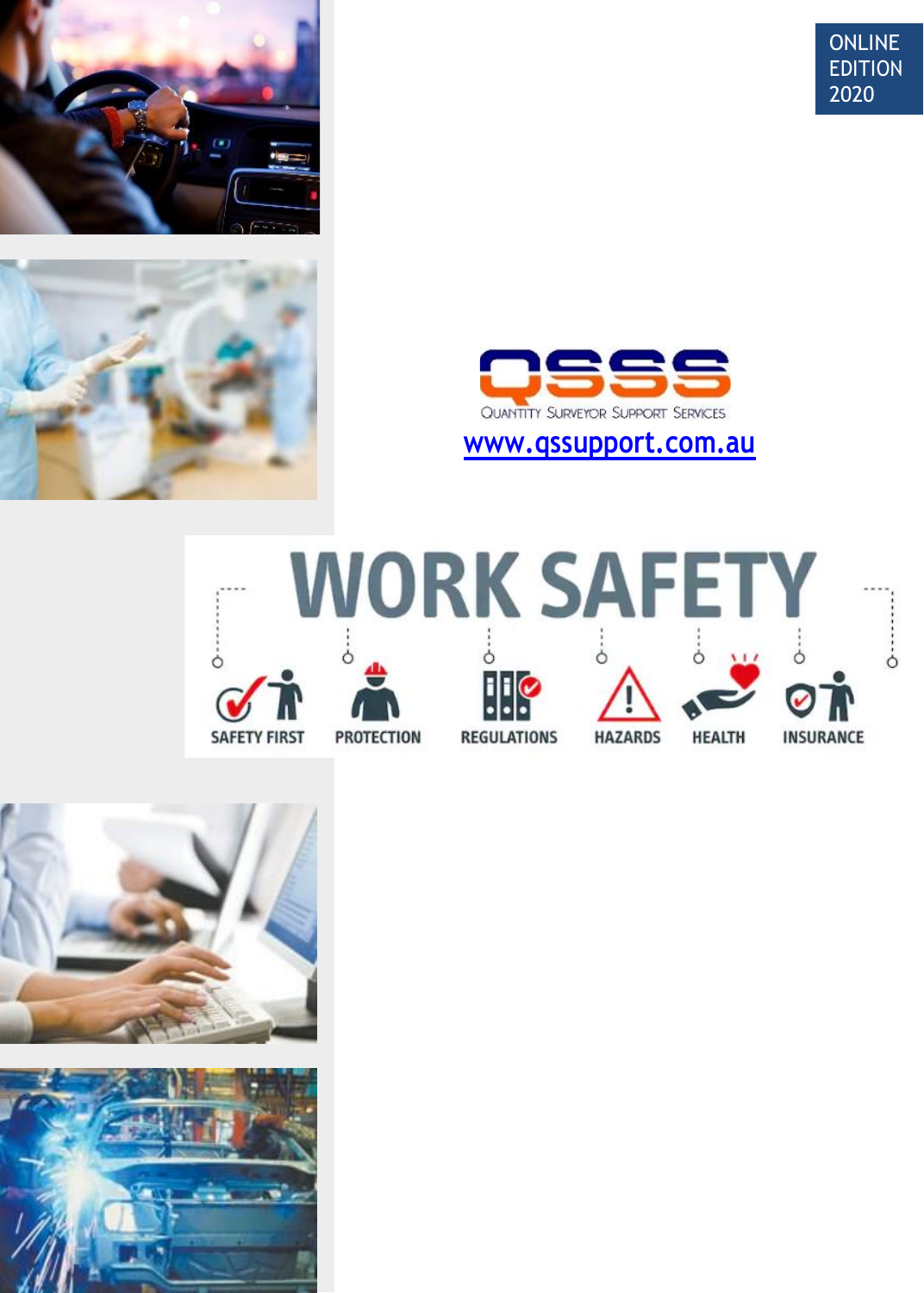ONLINE EDITION 2020

QSSS

Quantity Surveyor Support Services

[www.qssupport.com.au](http://www.qssupport.com.au)

# WORK SAFETY

SAFETY FIRST · PROTECTION · REGULATIONS · HAZARDS · HEALTH · INSURANCE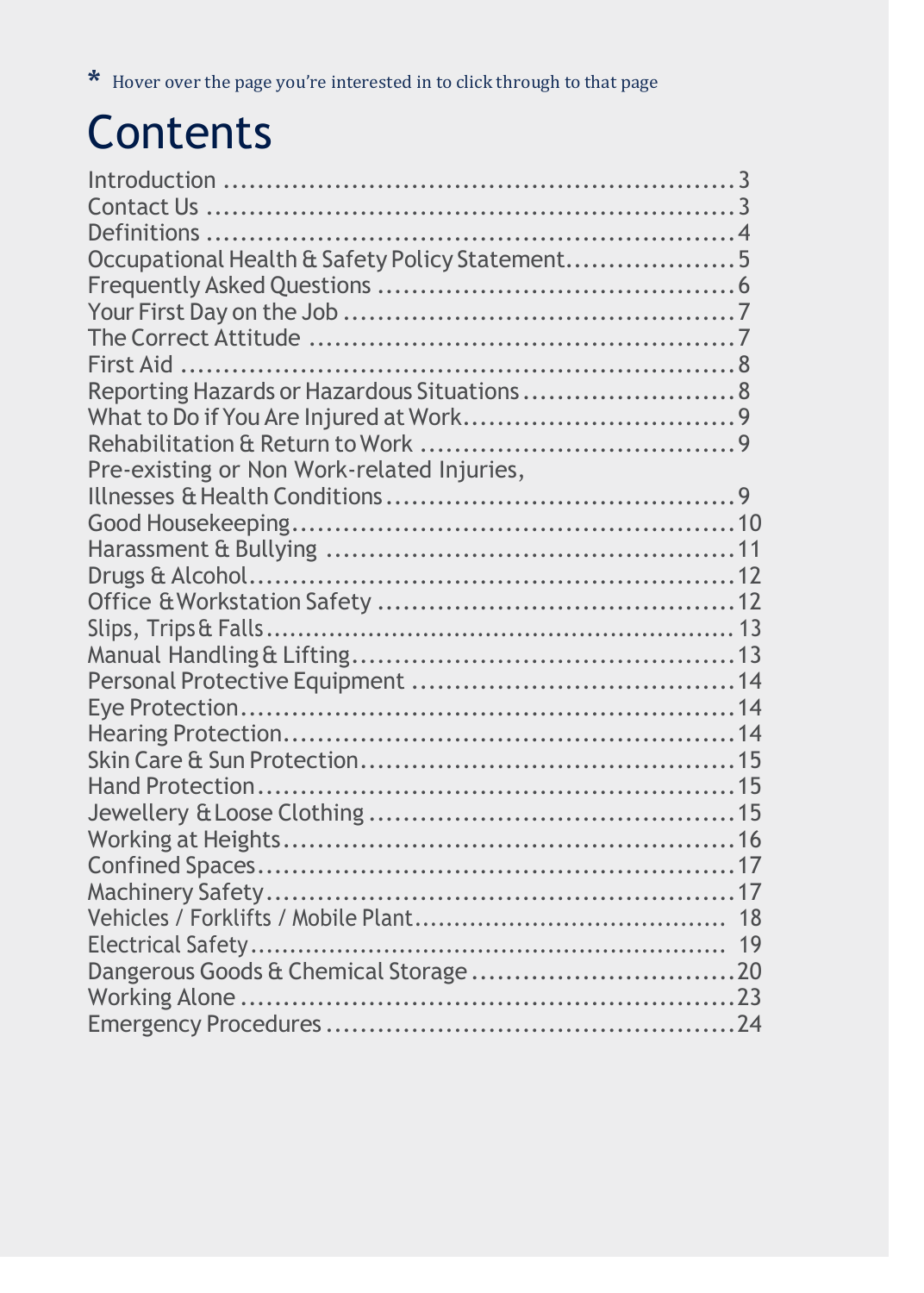\* Hover over the page you're interested in to click through to that page

# Contents

| Section | Page |
|---|---|
| Introduction | 3 |
| Contact Us | 3 |
| Definitions | 4 |
| Occupational Health & Safety Policy Statement | 5 |
| Frequently Asked Questions | 6 |
| Your First Day on the Job | 7 |
| The Correct Attitude | 7 |
| First Aid | 8 |
| Reporting Hazards or Hazardous Situations | 8 |
| What to Do if You Are Injured at Work | 9 |
| Rehabilitation & Return to Work | 9 |
| Pre-existing or Non Work-related Injuries, Illnesses & Health Conditions | 9 |
| Good Housekeeping | 10 |
| Harassment & Bullying | 11 |
| Drugs & Alcohol | 12 |
| Office & Workstation Safety | 12 |
| Slips, Trips & Falls | 13 |
| Manual Handling & Lifting | 13 |
| Personal Protective Equipment | 14 |
| Eye Protection | 14 |
| Hearing Protection | 14 |
| Skin Care & Sun Protection | 15 |
| Hand Protection | 15 |
| Jewellery & Loose Clothing | 15 |
| Working at Heights | 16 |
| Confined Spaces | 17 |
| Machinery Safety | 17 |
| Vehicles / Forklifts / Mobile Plant | 18 |
| Electrical Safety | 19 |
| Dangerous Goods & Chemical Storage | 20 |
| Working Alone | 23 |
| Emergency Procedures | 24 |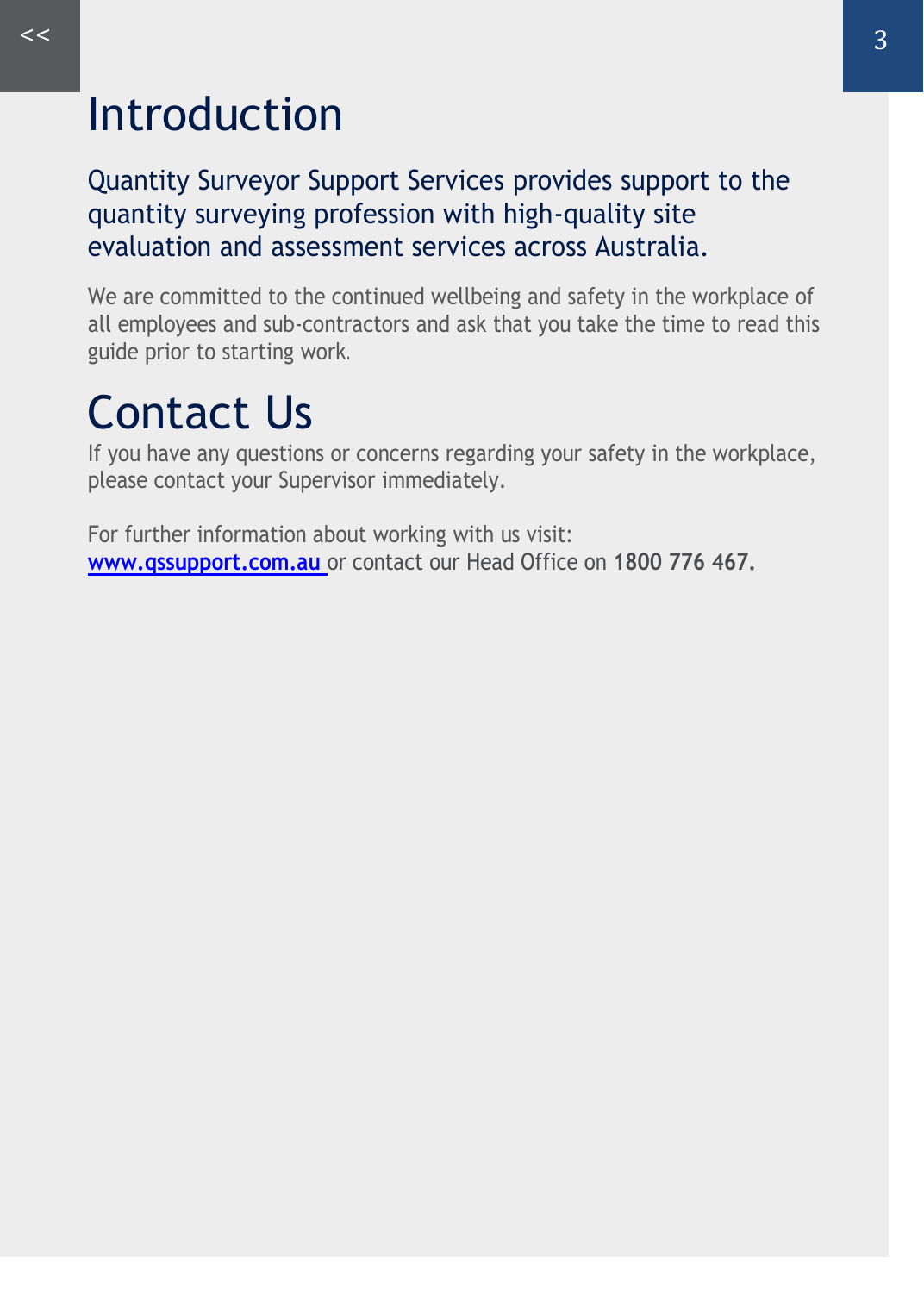# Introduction

## Quantity Surveyor Support Services provides support to the quantity surveying profession with high-quality site evaluation and assessment services across Australia.

We are committed to the continued wellbeing and safety in the workplace of all employees and sub-contractors and ask that you take the time to read this guide prior to starting work.

# Contact Us

If you have any questions or concerns regarding your safety in the workplace, please contact your Supervisor immediately.

For further information about working with us visit:
**www.qssupport.com.au** or contact our Head Office on **1800 776 467.**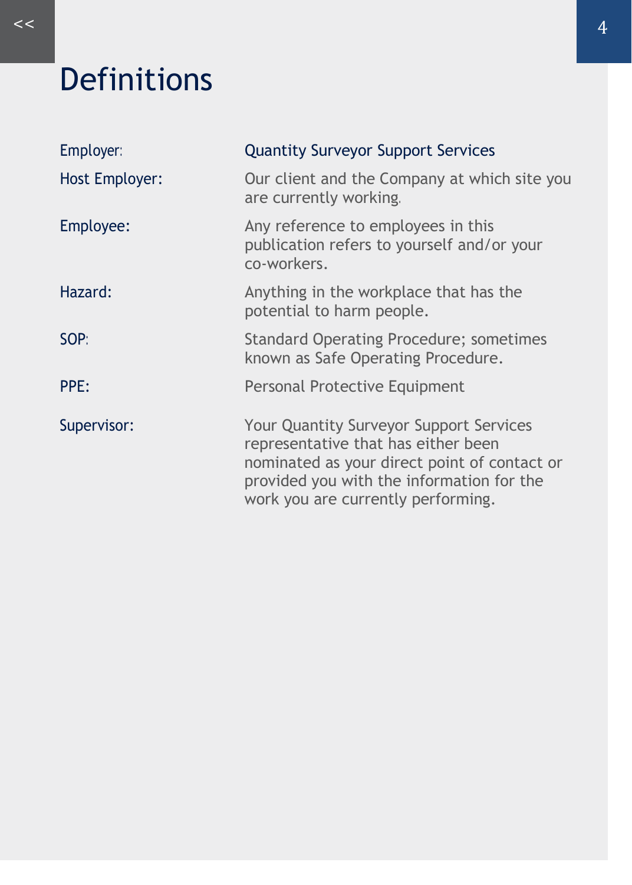# Definitions

| | |
|---|---|
| Employer: | Quantity Surveyor Support Services |
| Host Employer: | Our client and the Company at which site you are currently working. |
| Employee: | Any reference to employees in this publication refers to yourself and/or your co-workers. |
| Hazard: | Anything in the workplace that has the potential to harm people. |
| SOP: | Standard Operating Procedure; sometimes known as Safe Operating Procedure. |
| PPE: | Personal Protective Equipment |
| Supervisor: | Your Quantity Surveyor Support Services representative that has either been nominated as your direct point of contact or provided you with the information for the work you are currently performing. |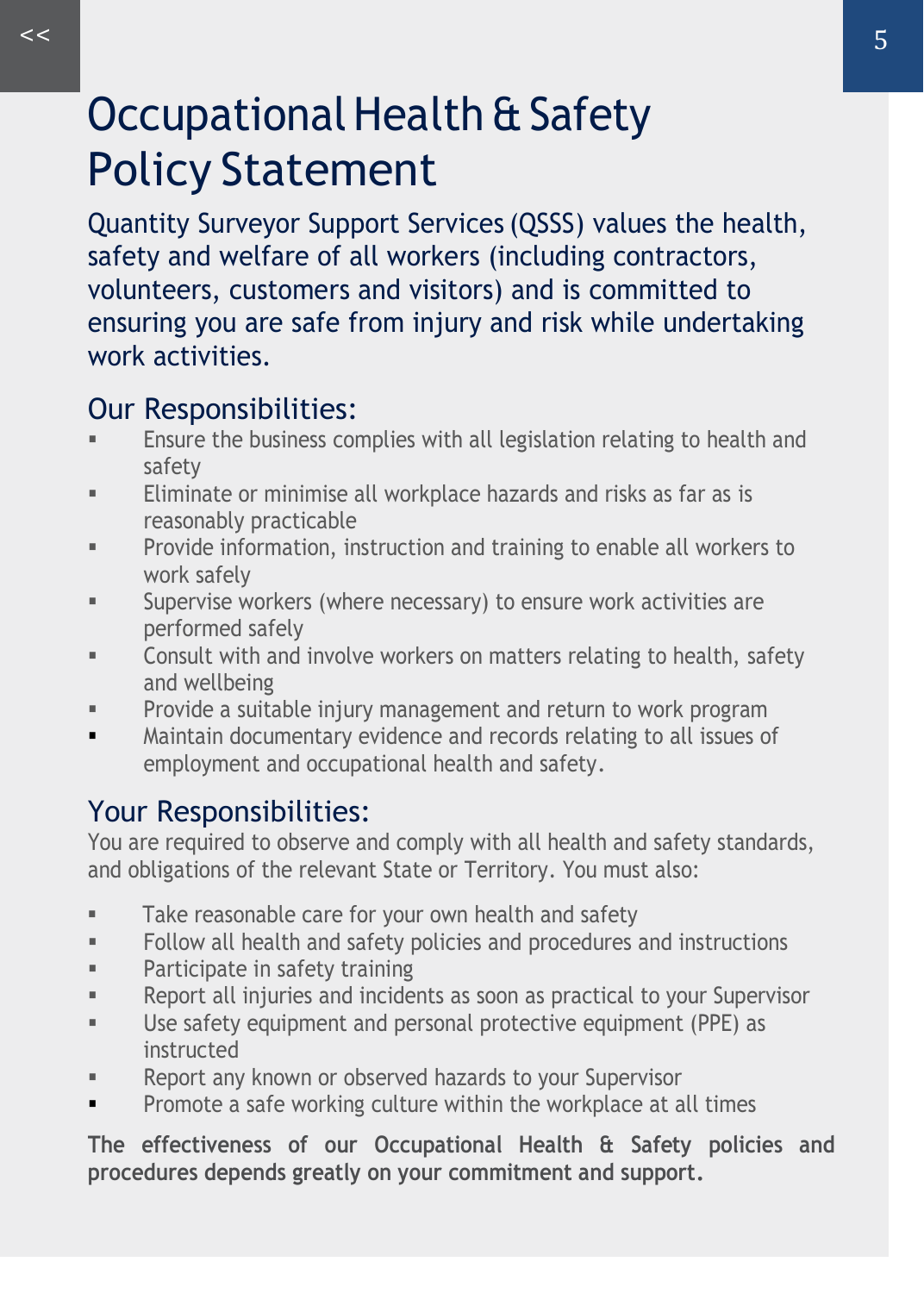# Occupational Health & Safety Policy Statement

Quantity Surveyor Support Services (QSSS) values the health, safety and welfare of all workers (including contractors, volunteers, customers and visitors) and is committed to ensuring you are safe from injury and risk while undertaking work activities.

## Our Responsibilities:

- Ensure the business complies with all legislation relating to health and safety
- Eliminate or minimise all workplace hazards and risks as far as is reasonably practicable
- Provide information, instruction and training to enable all workers to work safely
- Supervise workers (where necessary) to ensure work activities are performed safely
- Consult with and involve workers on matters relating to health, safety and wellbeing
- Provide a suitable injury management and return to work program
- Maintain documentary evidence and records relating to all issues of employment and occupational health and safety.

## Your Responsibilities:

You are required to observe and comply with all health and safety standards, and obligations of the relevant State or Territory. You must also:

- Take reasonable care for your own health and safety
- Follow all health and safety policies and procedures and instructions
- Participate in safety training
- Report all injuries and incidents as soon as practical to your Supervisor
- Use safety equipment and personal protective equipment (PPE) as instructed
- Report any known or observed hazards to your Supervisor
- Promote a safe working culture within the workplace at all times

**The effectiveness of our Occupational Health & Safety policies and procedures depends greatly on your commitment and support.**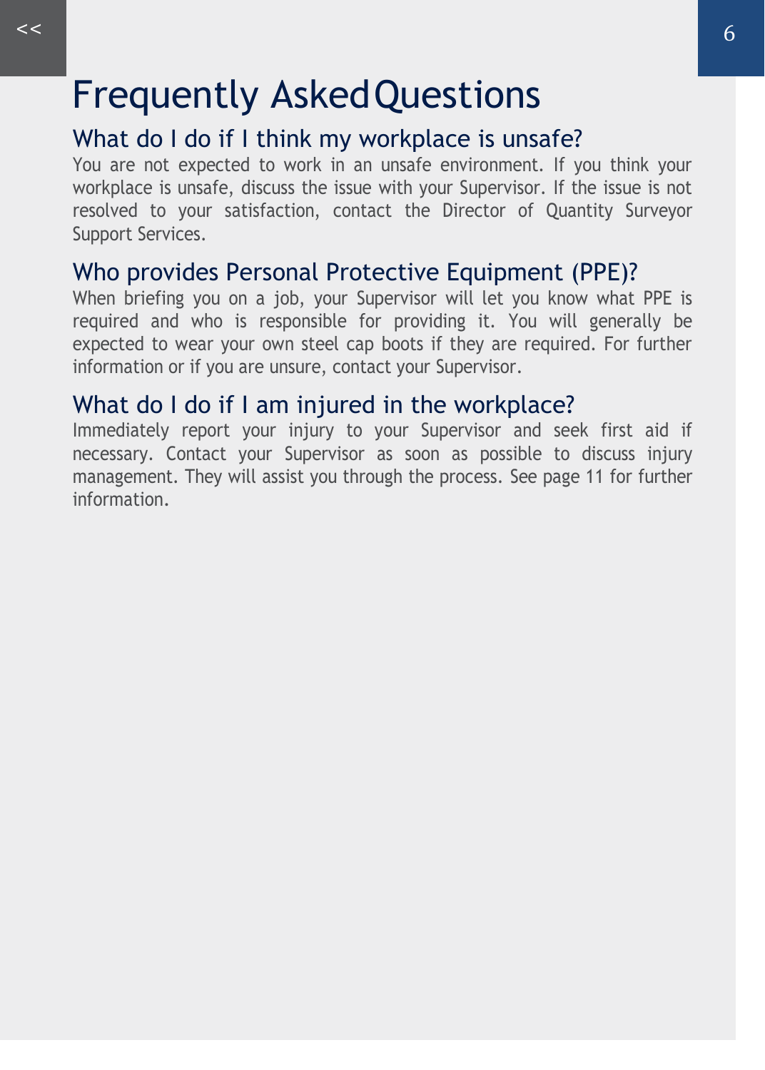# Frequently Asked Questions

## What do I do if I think my workplace is unsafe?

You are not expected to work in an unsafe environment. If you think your workplace is unsafe, discuss the issue with your Supervisor. If the issue is not resolved to your satisfaction, contact the Director of Quantity Surveyor Support Services.

## Who provides Personal Protective Equipment (PPE)?

When briefing you on a job, your Supervisor will let you know what PPE is required and who is responsible for providing it. You will generally be expected to wear your own steel cap boots if they are required. For further information or if you are unsure, contact your Supervisor.

## What do I do if I am injured in the workplace?

Immediately report your injury to your Supervisor and seek first aid if necessary. Contact your Supervisor as soon as possible to discuss injury management. They will assist you through the process. See page 11 for further information.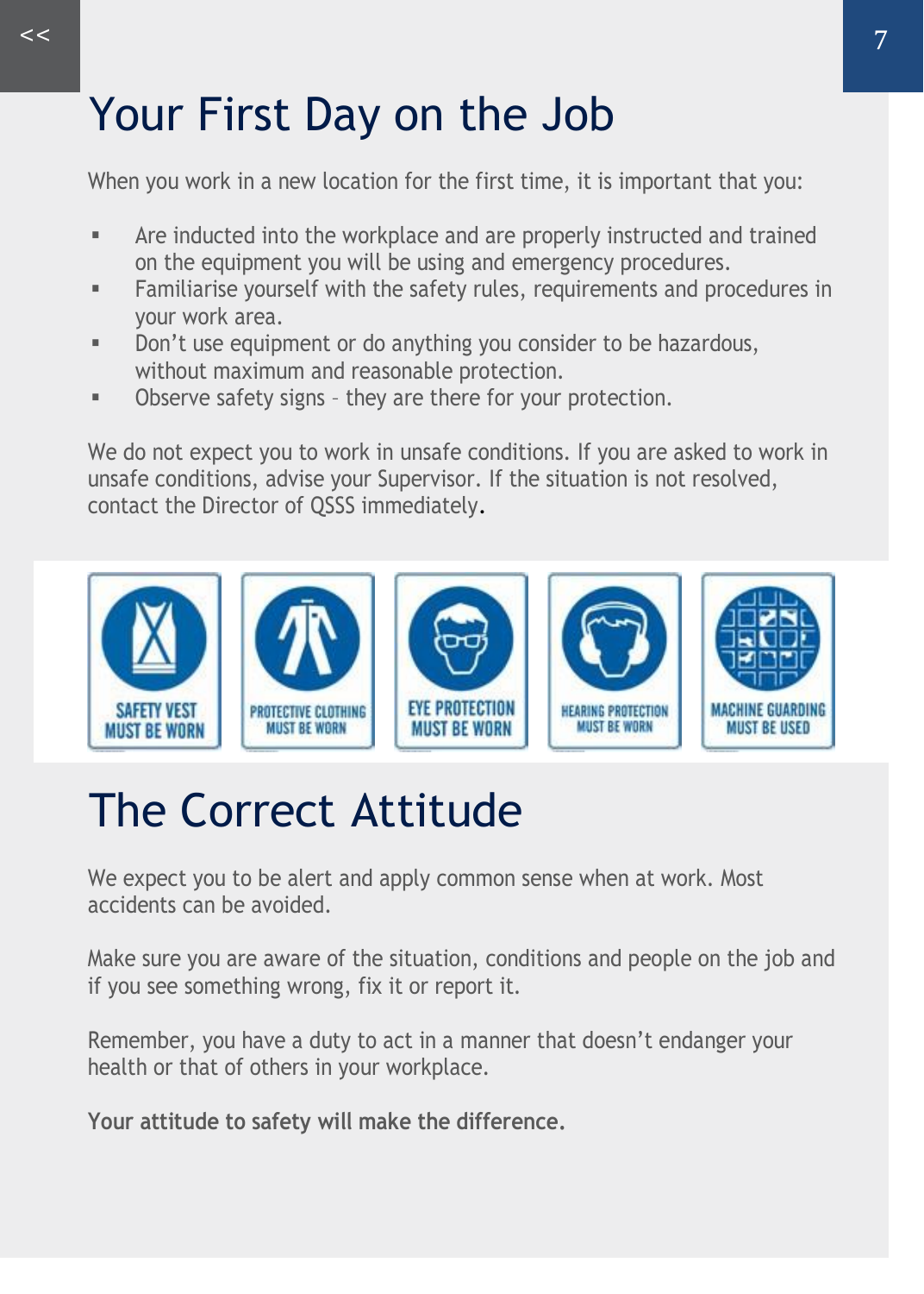# Your First Day on the Job

When you work in a new location for the first time, it is important that you:

- Are inducted into the workplace and are properly instructed and trained on the equipment you will be using and emergency procedures.
- Familiarise yourself with the safety rules, requirements and procedures in your work area.
- Don't use equipment or do anything you consider to be hazardous, without maximum and reasonable protection.
- Observe safety signs – they are there for your protection.

We do not expect you to work in unsafe conditions. If you are asked to work in unsafe conditions, advise your Supervisor. If the situation is not resolved, contact the Director of QSSS immediately.

# The Correct Attitude

We expect you to be alert and apply common sense when at work. Most accidents can be avoided.

Make sure you are aware of the situation, conditions and people on the job and if you see something wrong, fix it or report it.

Remember, you have a duty to act in a manner that doesn't endanger your health or that of others in your workplace.

**Your attitude to safety will make the difference.**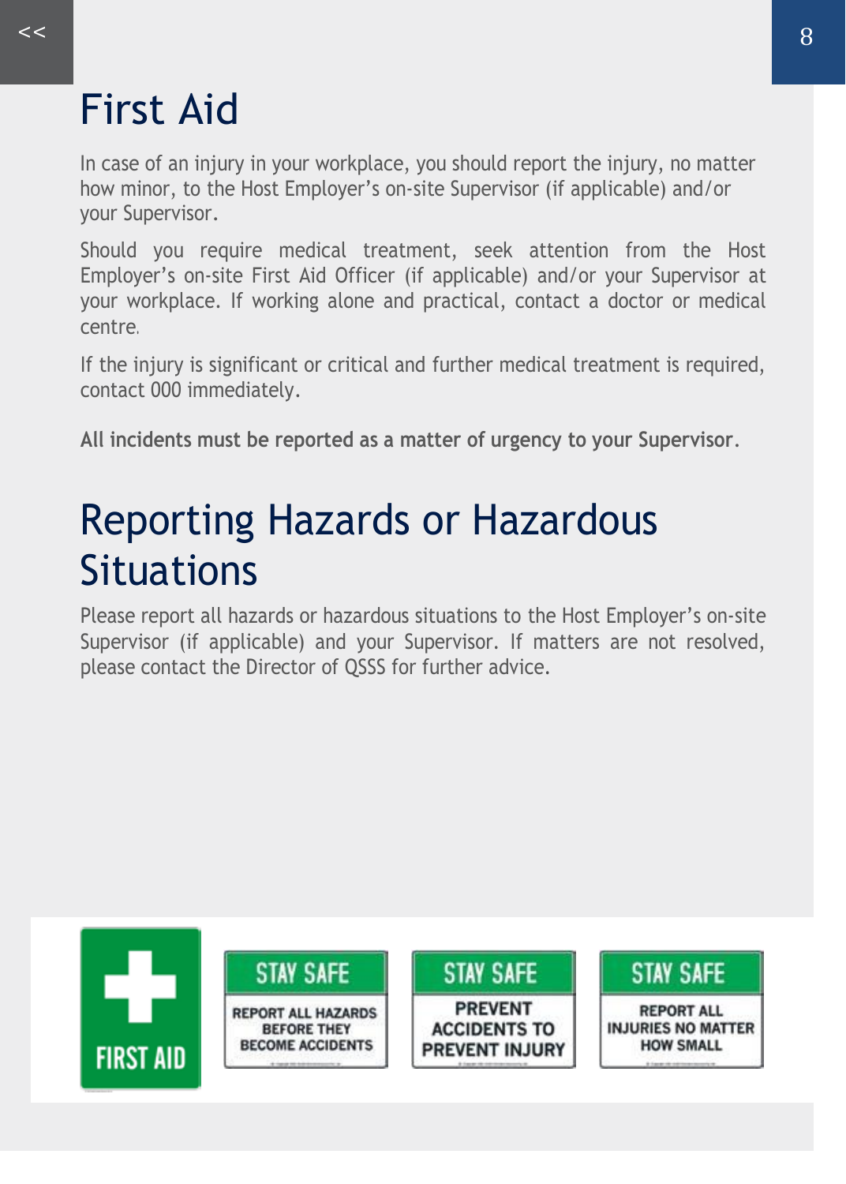# First Aid

In case of an injury in your workplace, you should report the injury, no matter how minor, to the Host Employer's on-site Supervisor (if applicable) and/or your Supervisor.

Should you require medical treatment, seek attention from the Host Employer's on-site First Aid Officer (if applicable) and/or your Supervisor at your workplace. If working alone and practical, contact a doctor or medical centre.

If the injury is significant or critical and further medical treatment is required, contact 000 immediately.

**All incidents must be reported as a matter of urgency to your Supervisor**.

# Reporting Hazards or Hazardous Situations

Please report all hazards or hazardous situations to the Host Employer's on-site Supervisor (if applicable) and your Supervisor. If matters are not resolved, please contact the Director of QSSS for further advice.

FIRST AID

STAY SAFE
REPORT ALL HAZARDS BEFORE THEY BECOME ACCIDENTS

STAY SAFE
PREVENT ACCIDENTS TO PREVENT INJURY

STAY SAFE
REPORT ALL INJURIES NO MATTER HOW SMALL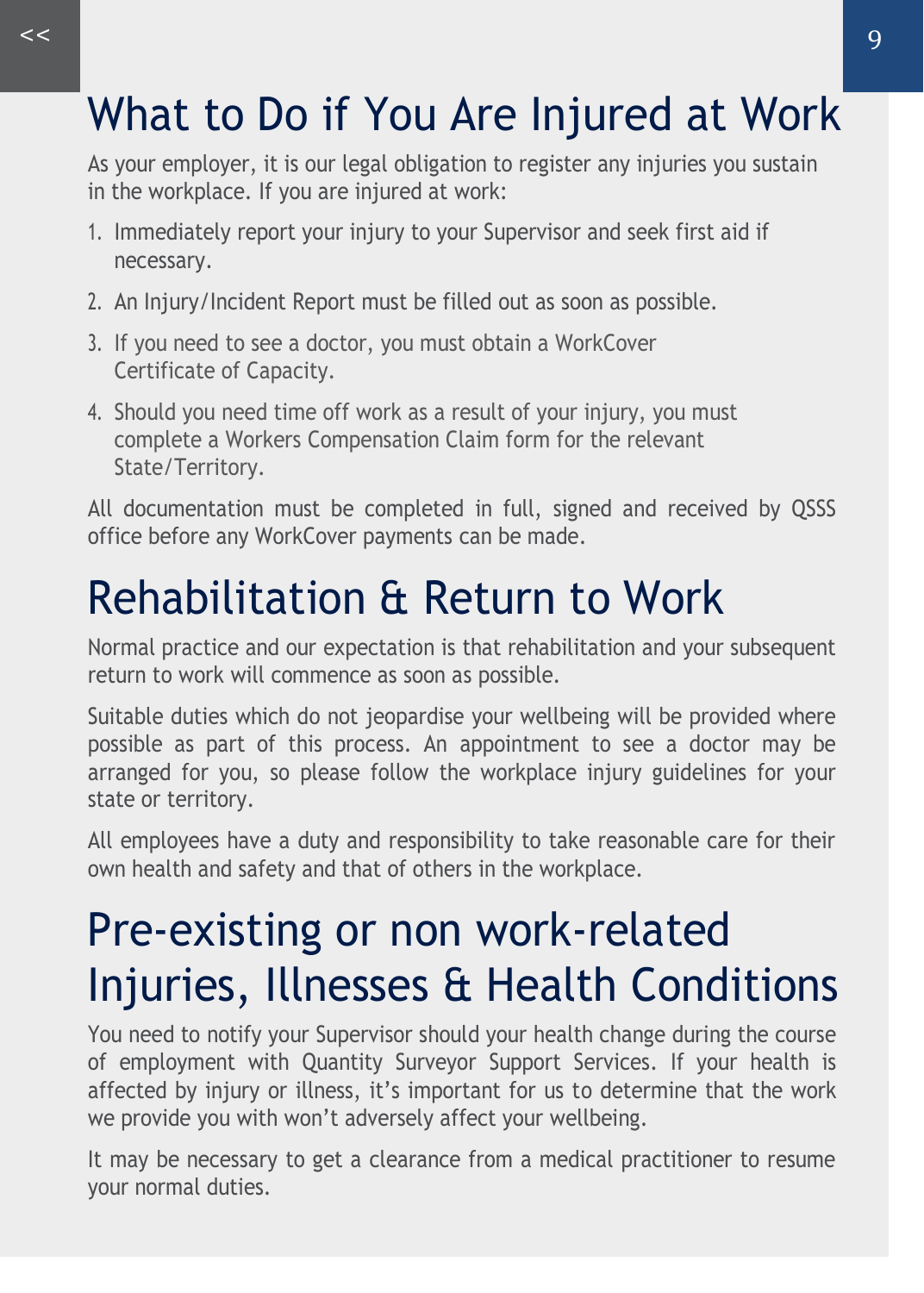# What to Do if You Are Injured at Work

As your employer, it is our legal obligation to register any injuries you sustain in the workplace. If you are injured at work:

1. Immediately report your injury to your Supervisor and seek first aid if necessary.
2. An Injury/Incident Report must be filled out as soon as possible.
3. If you need to see a doctor, you must obtain a WorkCover Certificate of Capacity.
4. Should you need time off work as a result of your injury, you must complete a Workers Compensation Claim form for the relevant State/Territory.

All documentation must be completed in full, signed and received by QSSS office before any WorkCover payments can be made.

# Rehabilitation & Return to Work

Normal practice and our expectation is that rehabilitation and your subsequent return to work will commence as soon as possible.

Suitable duties which do not jeopardise your wellbeing will be provided where possible as part of this process. An appointment to see a doctor may be arranged for you, so please follow the workplace injury guidelines for your state or territory.

All employees have a duty and responsibility to take reasonable care for their own health and safety and that of others in the workplace.

# Pre-existing or non work-related Injuries, Illnesses & Health Conditions

You need to notify your Supervisor should your health change during the course of employment with Quantity Surveyor Support Services. If your health is affected by injury or illness, it's important for us to determine that the work we provide you with won't adversely affect your wellbeing.

It may be necessary to get a clearance from a medical practitioner to resume your normal duties.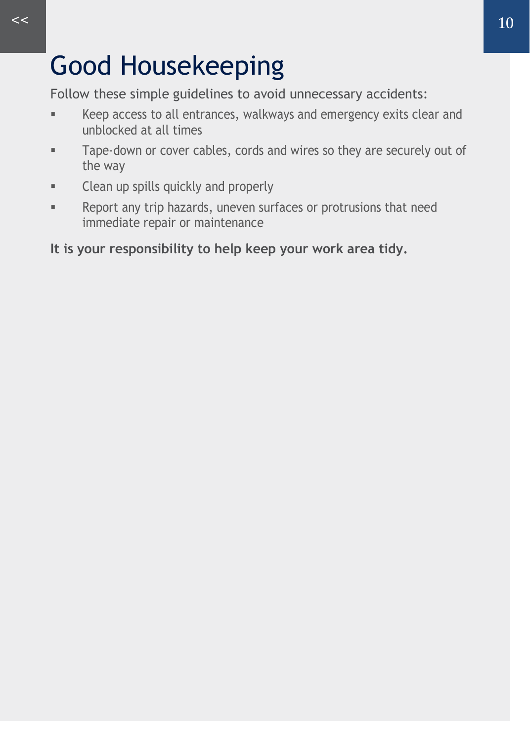# Good Housekeeping

Follow these simple guidelines to avoid unnecessary accidents:

- Keep access to all entrances, walkways and emergency exits clear and unblocked at all times
- Tape-down or cover cables, cords and wires so they are securely out of the way
- Clean up spills quickly and properly
- Report any trip hazards, uneven surfaces or protrusions that need immediate repair or maintenance

**It is your responsibility to help keep your work area tidy.**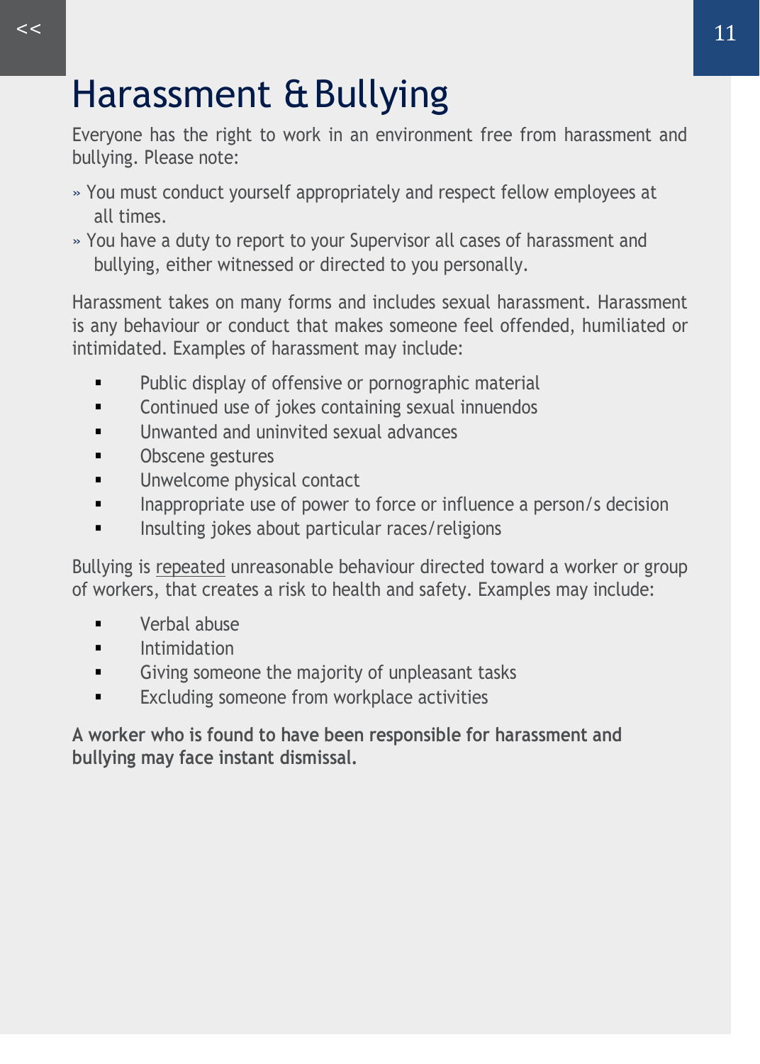# Harassment & Bullying

Everyone has the right to work in an environment free from harassment and bullying. Please note:

- You must conduct yourself appropriately and respect fellow employees at all times.
- You have a duty to report to your Supervisor all cases of harassment and bullying, either witnessed or directed to you personally.

Harassment takes on many forms and includes sexual harassment. Harassment is any behaviour or conduct that makes someone feel offended, humiliated or intimidated. Examples of harassment may include:

- Public display of offensive or pornographic material
- Continued use of jokes containing sexual innuendos
- Unwanted and uninvited sexual advances
- Obscene gestures
- Unwelcome physical contact
- Inappropriate use of power to force or influence a person/s decision
- Insulting jokes about particular races/religions

Bullying is <u>repeated</u> unreasonable behaviour directed toward a worker or group of workers, that creates a risk to health and safety. Examples may include:

- Verbal abuse
- Intimidation
- Giving someone the majority of unpleasant tasks
- Excluding someone from workplace activities

**A worker who is found to have been responsible for harassment and bullying may face instant dismissal.**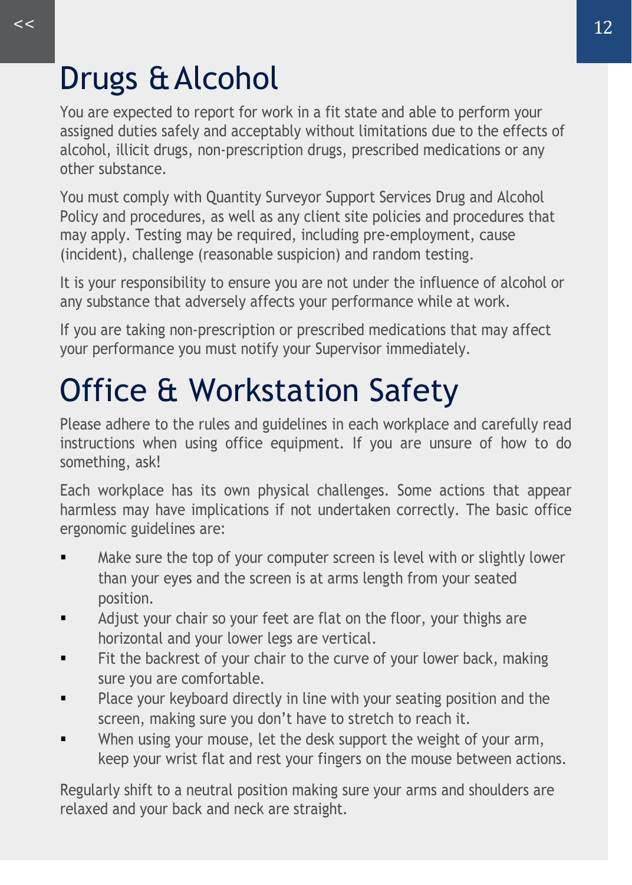# Drugs & Alcohol

You are expected to report for work in a fit state and able to perform your assigned duties safely and acceptably without limitations due to the effects of alcohol, illicit drugs, non-prescription drugs, prescribed medications or any other substance.

You must comply with Quantity Surveyor Support Services Drug and Alcohol Policy and procedures, as well as any client site policies and procedures that may apply. Testing may be required, including pre-employment, cause (incident), challenge (reasonable suspicion) and random testing.

It is your responsibility to ensure you are not under the influence of alcohol or any substance that adversely affects your performance while at work.

If you are taking non-prescription or prescribed medications that may affect your performance you must notify your Supervisor immediately.

# Office & Workstation Safety

Please adhere to the rules and guidelines in each workplace and carefully read instructions when using office equipment. If you are unsure of how to do something, ask!

Each workplace has its own physical challenges. Some actions that appear harmless may have implications if not undertaken correctly. The basic office ergonomic guidelines are:

- Make sure the top of your computer screen is level with or slightly lower than your eyes and the screen is at arms length from your seated position.
- Adjust your chair so your feet are flat on the floor, your thighs are horizontal and your lower legs are vertical.
- Fit the backrest of your chair to the curve of your lower back, making sure you are comfortable.
- Place your keyboard directly in line with your seating position and the screen, making sure you don't have to stretch to reach it.
- When using your mouse, let the desk support the weight of your arm, keep your wrist flat and rest your fingers on the mouse between actions.

Regularly shift to a neutral position making sure your arms and shoulders are relaxed and your back and neck are straight.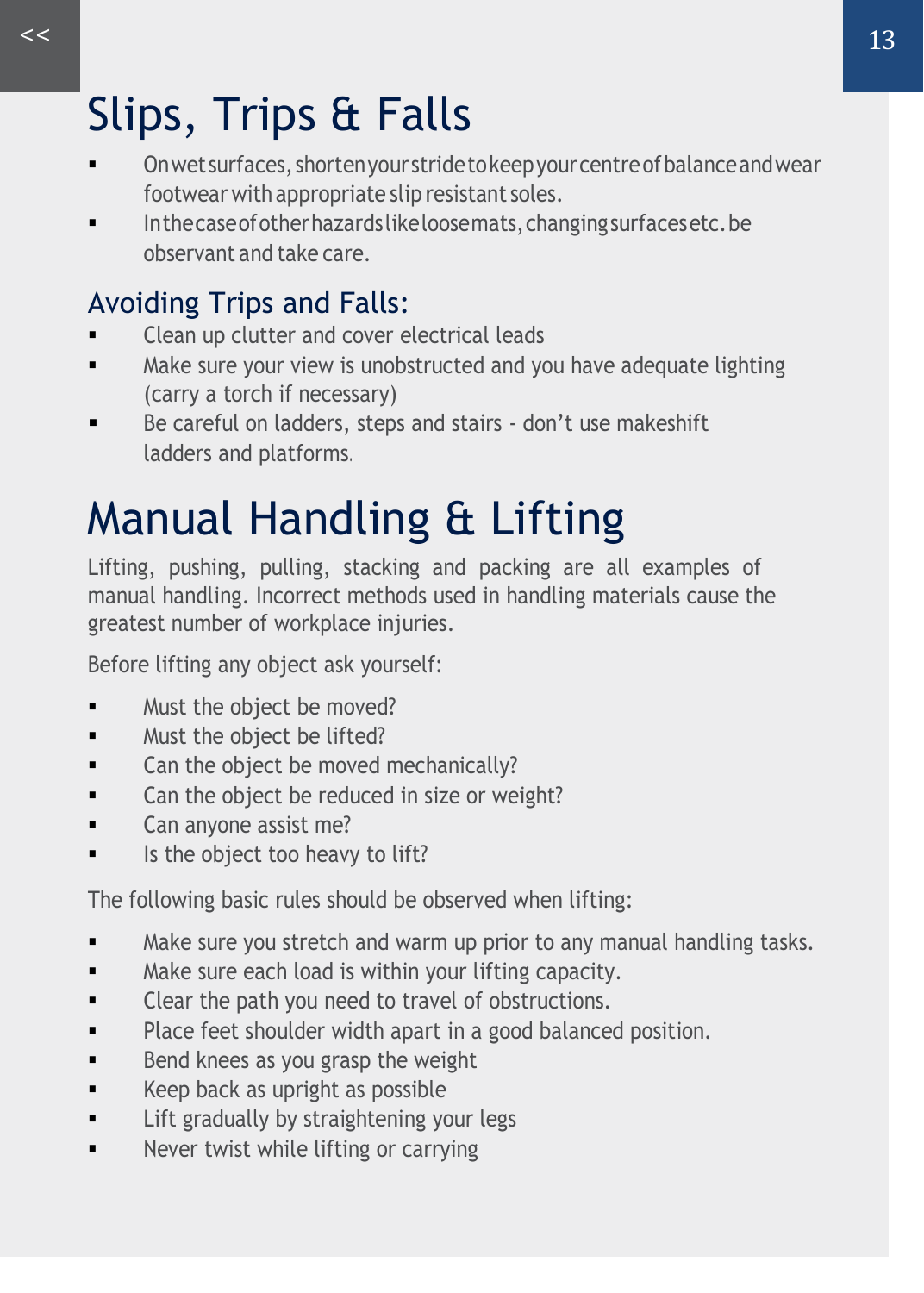# Slips, Trips & Falls

- On wet surfaces, shorten your stride to keep your centre of balance and wear footwear with appropriate slip resistant soles.
- In the case of other hazards like loose mats, changing surfaces etc. be observant and take care.

## Avoiding Trips and Falls:

- Clean up clutter and cover electrical leads
- Make sure your view is unobstructed and you have adequate lighting (carry a torch if necessary)
- Be careful on ladders, steps and stairs - don't use makeshift ladders and platforms.

# Manual Handling & Lifting

Lifting, pushing, pulling, stacking and packing are all examples of manual handling. Incorrect methods used in handling materials cause the greatest number of workplace injuries.

Before lifting any object ask yourself:

- Must the object be moved?
- Must the object be lifted?
- Can the object be moved mechanically?
- Can the object be reduced in size or weight?
- Can anyone assist me?
- Is the object too heavy to lift?

The following basic rules should be observed when lifting:

- Make sure you stretch and warm up prior to any manual handling tasks.
- Make sure each load is within your lifting capacity.
- Clear the path you need to travel of obstructions.
- Place feet shoulder width apart in a good balanced position.
- Bend knees as you grasp the weight
- Keep back as upright as possible
- Lift gradually by straightening your legs
- Never twist while lifting or carrying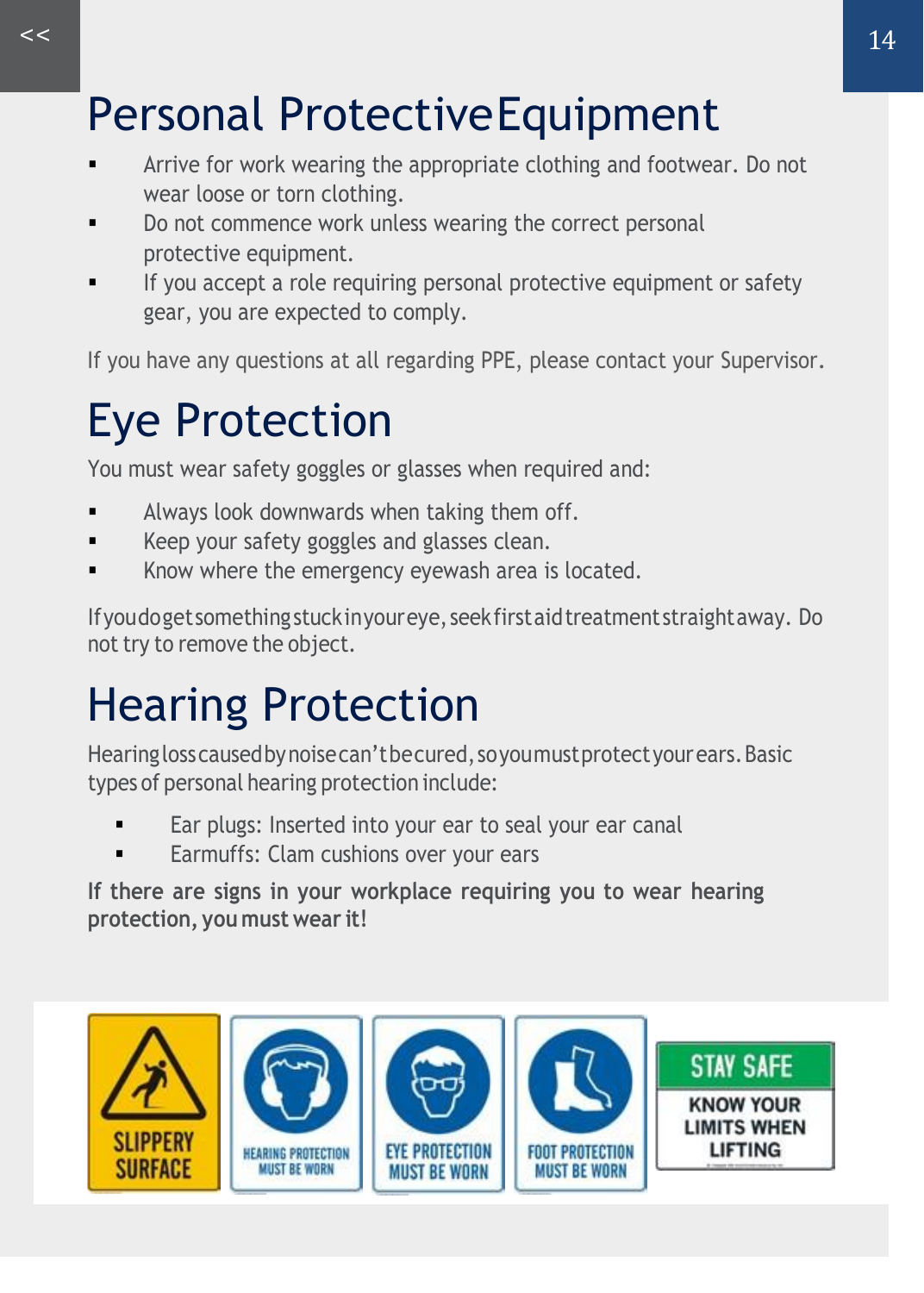# Personal Protective Equipment

- Arrive for work wearing the appropriate clothing and footwear. Do not wear loose or torn clothing.
- Do not commence work unless wearing the correct personal protective equipment.
- If you accept a role requiring personal protective equipment or safety gear, you are expected to comply.

If you have any questions at all regarding PPE, please contact your Supervisor.

# Eye Protection

You must wear safety goggles or glasses when required and:

- Always look downwards when taking them off.
- Keep your safety goggles and glasses clean.
- Know where the emergency eyewash area is located.

If you do get something stuck in your eye, seek first aid treatment straight away. Do not try to remove the object.

# Hearing Protection

Hearing loss caused by noise can't be cured, so you must protect your ears. Basic types of personal hearing protection include:

- Ear plugs: Inserted into your ear to seal your ear canal
- Earmuffs: Clam cushions over your ears

**If there are signs in your workplace requiring you to wear hearing protection, you must wear it!**

SLIPPERY SURFACE

HEARING PROTECTION MUST BE WORN

EYE PROTECTION MUST BE WORN

FOOT PROTECTION MUST BE WORN

STAY SAFE — KNOW YOUR LIMITS WHEN LIFTING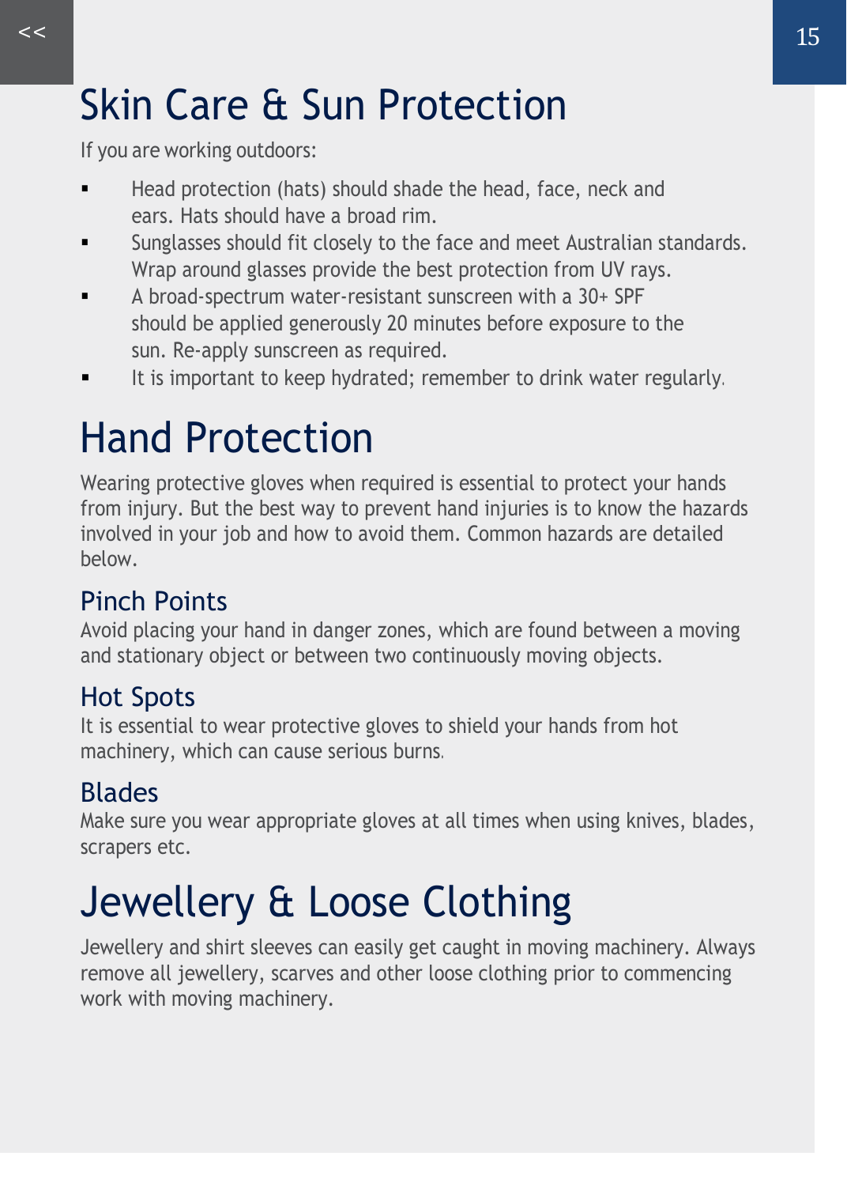# Skin Care & Sun Protection

If you are working outdoors:

- Head protection (hats) should shade the head, face, neck and ears. Hats should have a broad rim.
- Sunglasses should fit closely to the face and meet Australian standards. Wrap around glasses provide the best protection from UV rays.
- A broad-spectrum water-resistant sunscreen with a 30+ SPF should be applied generously 20 minutes before exposure to the sun. Re-apply sunscreen as required.
- It is important to keep hydrated; remember to drink water regularly.

# Hand Protection

Wearing protective gloves when required is essential to protect your hands from injury. But the best way to prevent hand injuries is to know the hazards involved in your job and how to avoid them. Common hazards are detailed below.

## Pinch Points

Avoid placing your hand in danger zones, which are found between a moving and stationary object or between two continuously moving objects.

## Hot Spots

It is essential to wear protective gloves to shield your hands from hot machinery, which can cause serious burns.

## Blades

Make sure you wear appropriate gloves at all times when using knives, blades, scrapers etc.

# Jewellery & Loose Clothing

Jewellery and shirt sleeves can easily get caught in moving machinery. Always remove all jewellery, scarves and other loose clothing prior to commencing work with moving machinery.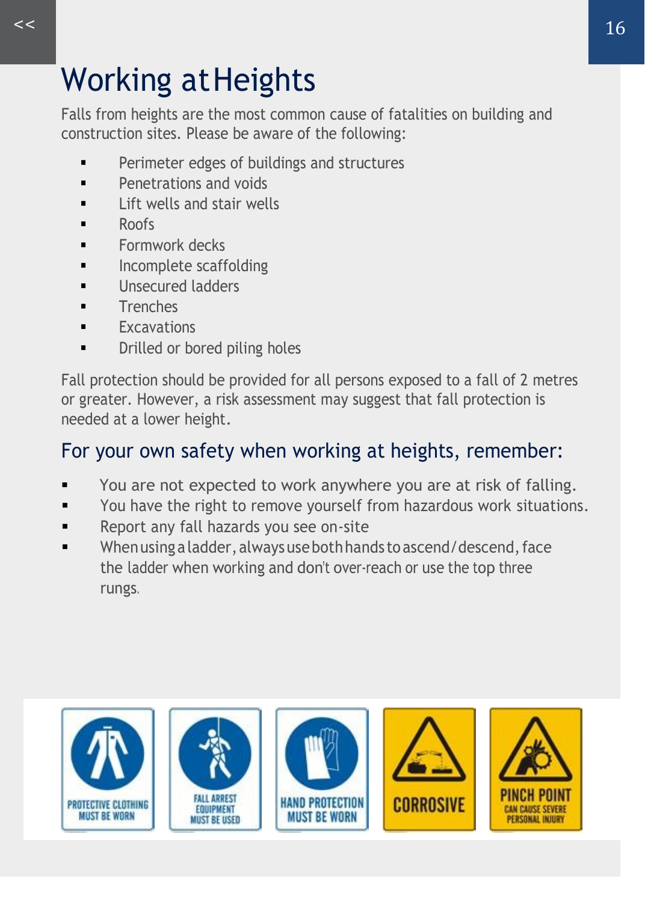# Working at Heights

Falls from heights are the most common cause of fatalities on building and construction sites. Please be aware of the following:

- Perimeter edges of buildings and structures
- Penetrations and voids
- Lift wells and stair wells
- Roofs
- Formwork decks
- Incomplete scaffolding
- Unsecured ladders
- Trenches
- Excavations
- Drilled or bored piling holes

Fall protection should be provided for all persons exposed to a fall of 2 metres or greater. However, a risk assessment may suggest that fall protection is needed at a lower height.

## For your own safety when working at heights, remember:

- You are not expected to work anywhere you are at risk of falling.
- You have the right to remove yourself from hazardous work situations.
- Report any fall hazards you see on-site
- When using a ladder, always use both hands to ascend/descend, face the ladder when working and don't over-reach or use the top three rungs.

PROTECTIVE CLOTHING MUST BE WORN

FALL ARREST EQUIPMENT MUST BE USED

HAND PROTECTION MUST BE WORN

CORROSIVE

PINCH POINT CAN CAUSE SEVERE PERSONAL INJURY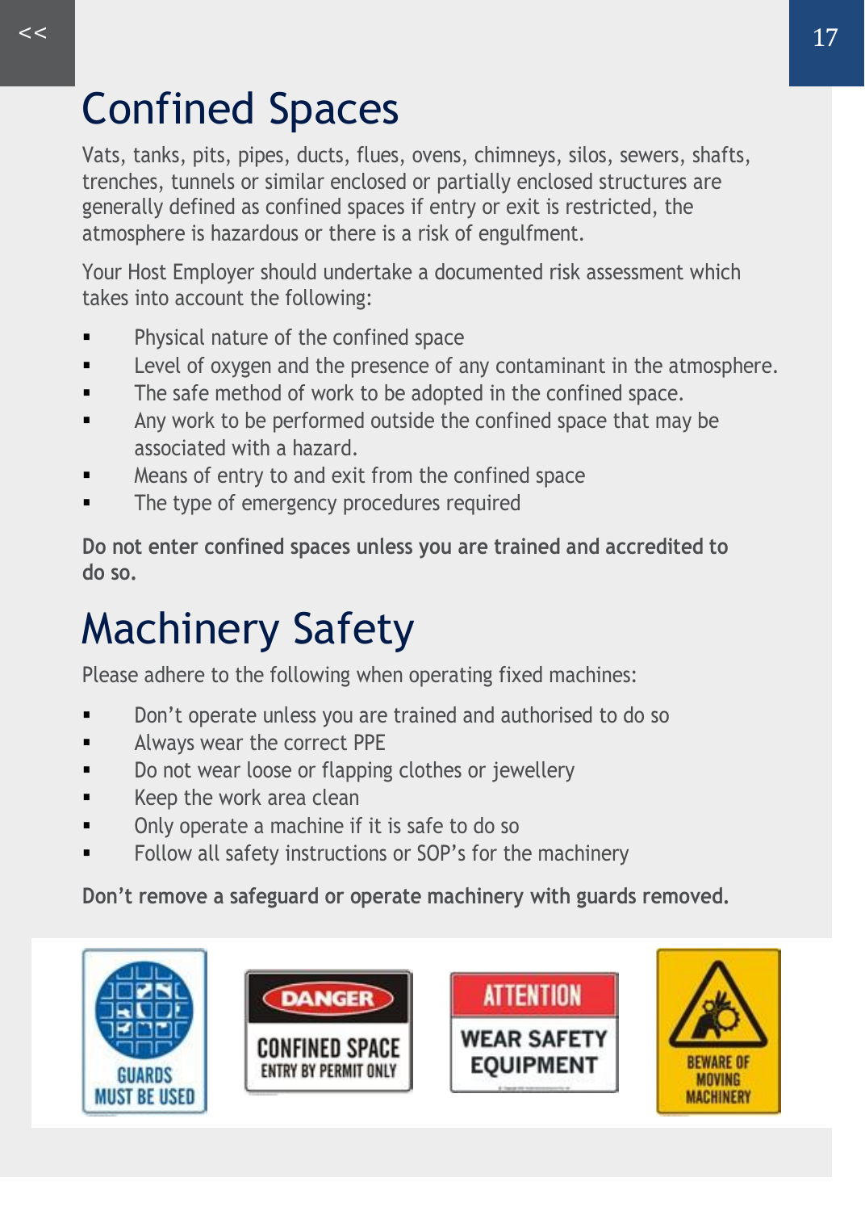# Confined Spaces

Vats, tanks, pits, pipes, ducts, flues, ovens, chimneys, silos, sewers, shafts, trenches, tunnels or similar enclosed or partially enclosed structures are generally defined as confined spaces if entry or exit is restricted, the atmosphere is hazardous or there is a risk of engulfment.

Your Host Employer should undertake a documented risk assessment which takes into account the following:

- Physical nature of the confined space
- Level of oxygen and the presence of any contaminant in the atmosphere.
- The safe method of work to be adopted in the confined space.
- Any work to be performed outside the confined space that may be associated with a hazard.
- Means of entry to and exit from the confined space
- The type of emergency procedures required

**Do not enter confined spaces unless you are trained and accredited to do so.**

# Machinery Safety

Please adhere to the following when operating fixed machines:

- Don't operate unless you are trained and authorised to do so
- Always wear the correct PPE
- Do not wear loose or flapping clothes or jewellery
- Keep the work area clean
- Only operate a machine if it is safe to do so
- Follow all safety instructions or SOP's for the machinery

**Don't remove a safeguard or operate machinery with guards removed.**

GUARDS MUST BE USED

DANGER CONFINED SPACE ENTRY BY PERMIT ONLY

ATTENTION WEAR SAFETY EQUIPMENT

BEWARE OF MOVING MACHINERY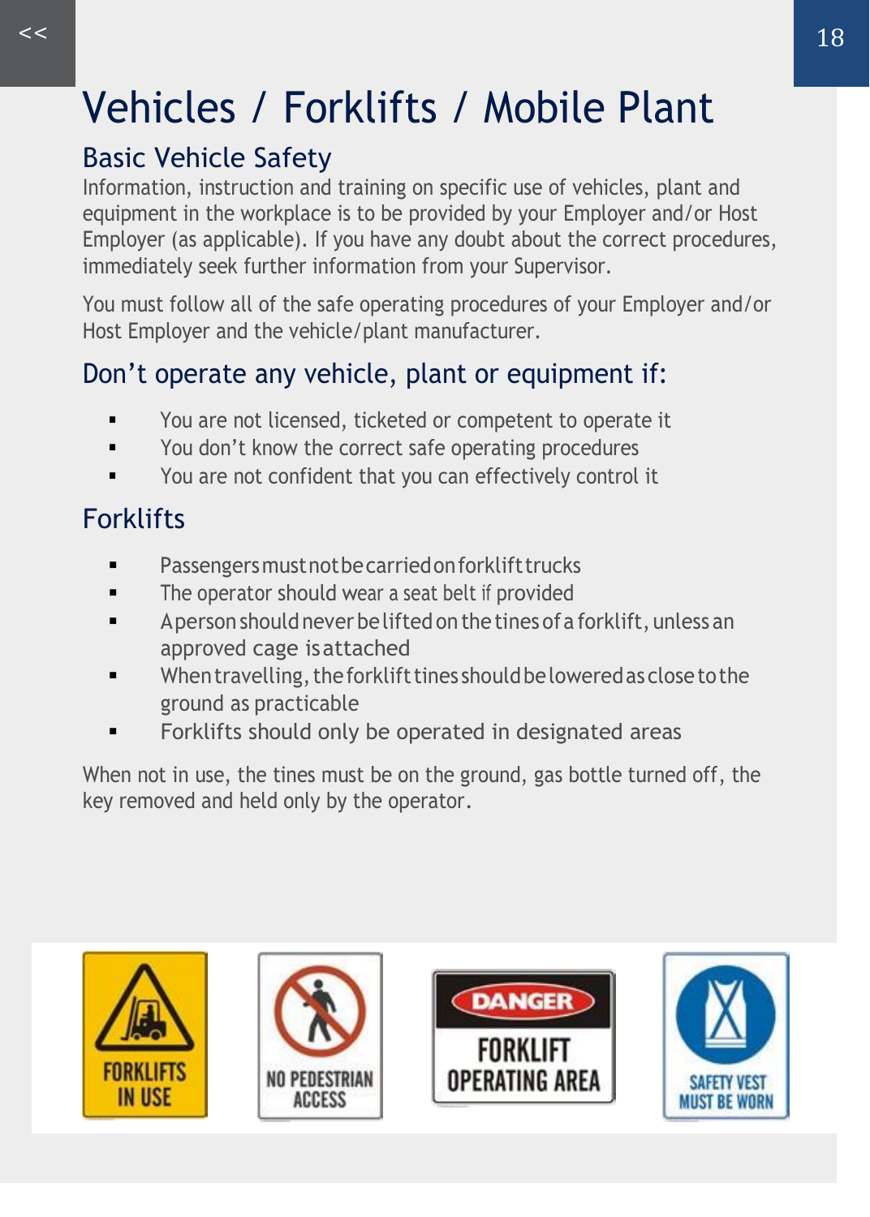# Vehicles / Forklifts / Mobile Plant

## Basic Vehicle Safety

Information, instruction and training on specific use of vehicles, plant and equipment in the workplace is to be provided by your Employer and/or Host Employer (as applicable). If you have any doubt about the correct procedures, immediately seek further information from your Supervisor.

You must follow all of the safe operating procedures of your Employer and/or Host Employer and the vehicle/plant manufacturer.

## Don't operate any vehicle, plant or equipment if:

- You are not licensed, ticketed or competent to operate it
- You don't know the correct safe operating procedures
- You are not confident that you can effectively control it

## Forklifts

- Passengers must not be carried on forklift trucks
- The operator should wear a seat belt if provided
- A person should never be lifted on the tines of a forklift, unless an approved cage is attached
- When travelling, the forklift tines should be lowered as close to the ground as practicable
- Forklifts should only be operated in designated areas

When not in use, the tines must be on the ground, gas bottle turned off, the key removed and held only by the operator.

FORKLIFTS IN USE

NO PEDESTRIAN ACCESS

DANGER FORKLIFT OPERATING AREA

SAFETY VEST MUST BE WORN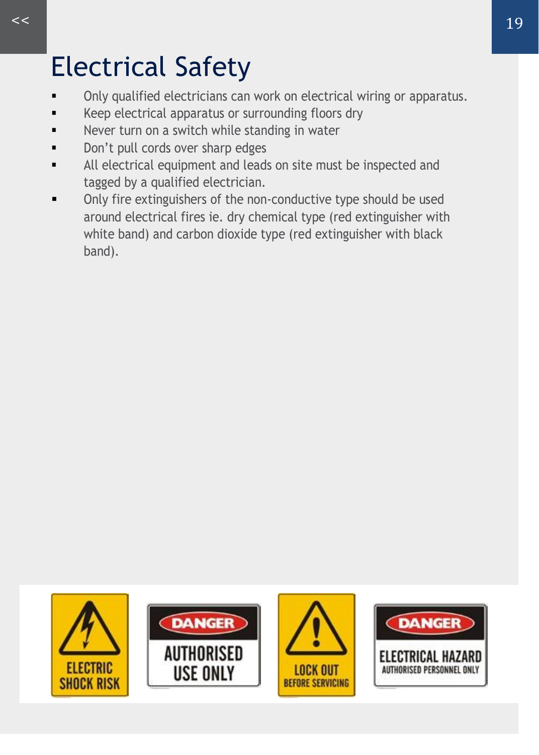# Electrical Safety

- Only qualified electricians can work on electrical wiring or apparatus.
- Keep electrical apparatus or surrounding floors dry
- Never turn on a switch while standing in water
- Don't pull cords over sharp edges
- All electrical equipment and leads on site must be inspected and tagged by a qualified electrician.
- Only fire extinguishers of the non-conductive type should be used around electrical fires ie. dry chemical type (red extinguisher with white band) and carbon dioxide type (red extinguisher with black band).

ELECTRIC SHOCK RISK

DANGER
AUTHORISED USE ONLY

LOCK OUT BEFORE SERVICING

DANGER
ELECTRICAL HAZARD
AUTHORISED PERSONNEL ONLY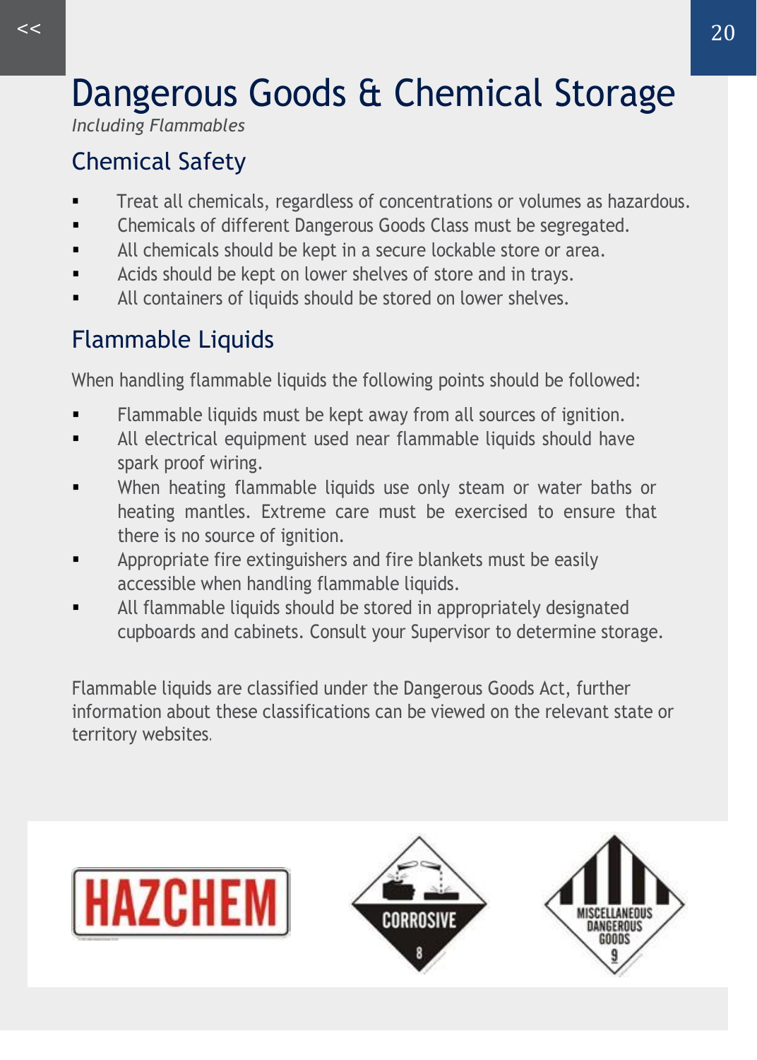# Dangerous Goods & Chemical Storage

*Including Flammables*

## Chemical Safety

- Treat all chemicals, regardless of concentrations or volumes as hazardous.
- Chemicals of different Dangerous Goods Class must be segregated.
- All chemicals should be kept in a secure lockable store or area.
- Acids should be kept on lower shelves of store and in trays.
- All containers of liquids should be stored on lower shelves.

## Flammable Liquids

When handling flammable liquids the following points should be followed:

- Flammable liquids must be kept away from all sources of ignition.
- All electrical equipment used near flammable liquids should have spark proof wiring.
- When heating flammable liquids use only steam or water baths or heating mantles. Extreme care must be exercised to ensure that there is no source of ignition.
- Appropriate fire extinguishers and fire blankets must be easily accessible when handling flammable liquids.
- All flammable liquids should be stored in appropriately designated cupboards and cabinets. Consult your Supervisor to determine storage.

Flammable liquids are classified under the Dangerous Goods Act, further information about these classifications can be viewed on the relevant state or territory websites.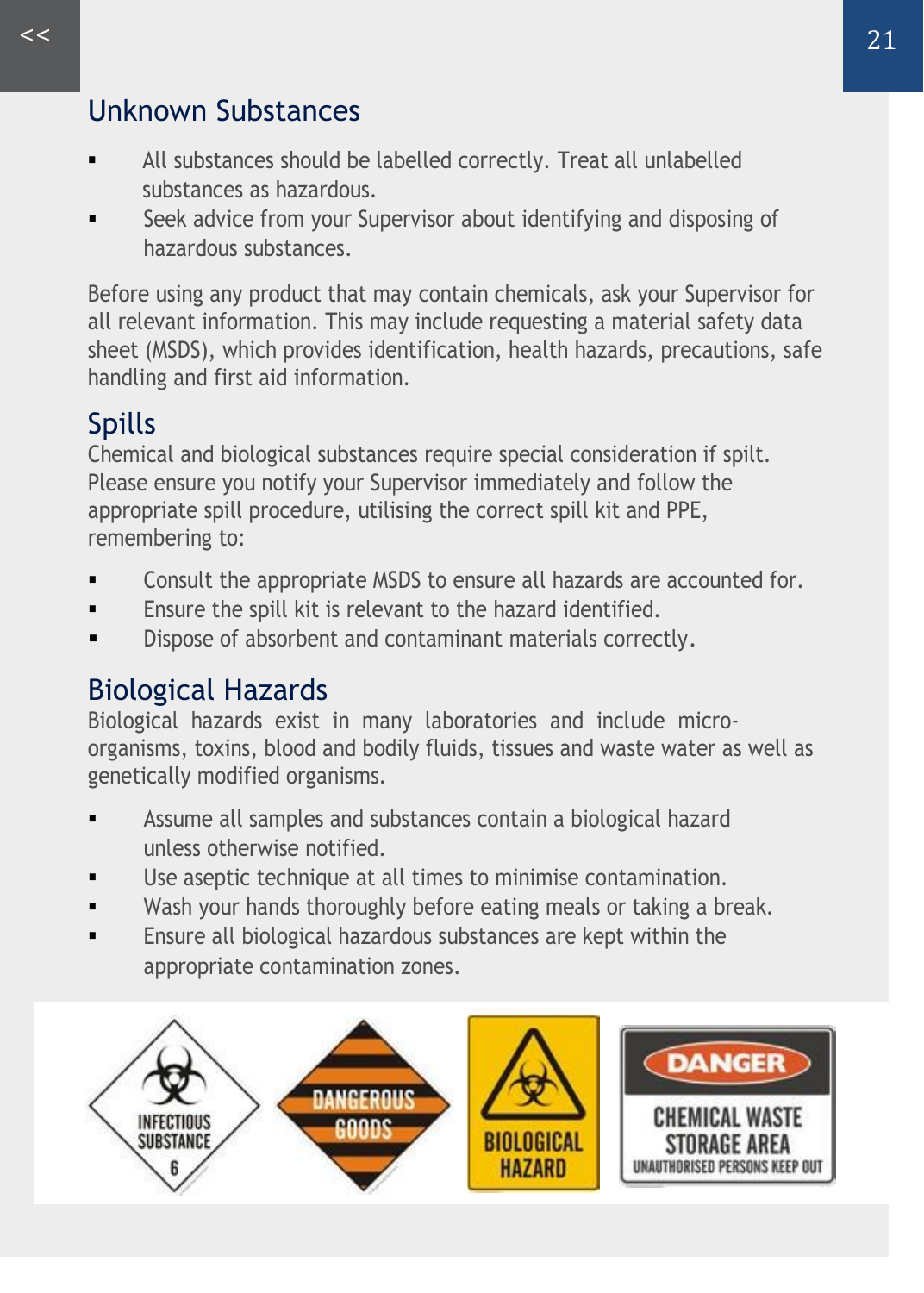## Unknown Substances

- All substances should be labelled correctly. Treat all unlabelled substances as hazardous.
- Seek advice from your Supervisor about identifying and disposing of hazardous substances.

Before using any product that may contain chemicals, ask your Supervisor for all relevant information. This may include requesting a material safety data sheet (MSDS), which provides identification, health hazards, precautions, safe handling and first aid information.

## Spills

Chemical and biological substances require special consideration if spilt. Please ensure you notify your Supervisor immediately and follow the appropriate spill procedure, utilising the correct spill kit and PPE, remembering to:

- Consult the appropriate MSDS to ensure all hazards are accounted for.
- Ensure the spill kit is relevant to the hazard identified.
- Dispose of absorbent and contaminant materials correctly.

## Biological Hazards

Biological hazards exist in many laboratories and include micro-organisms, toxins, blood and bodily fluids, tissues and waste water as well as genetically modified organisms.

- Assume all samples and substances contain a biological hazard unless otherwise notified.
- Use aseptic technique at all times to minimise contamination.
- Wash your hands thoroughly before eating meals or taking a break.
- Ensure all biological hazardous substances are kept within the appropriate contamination zones.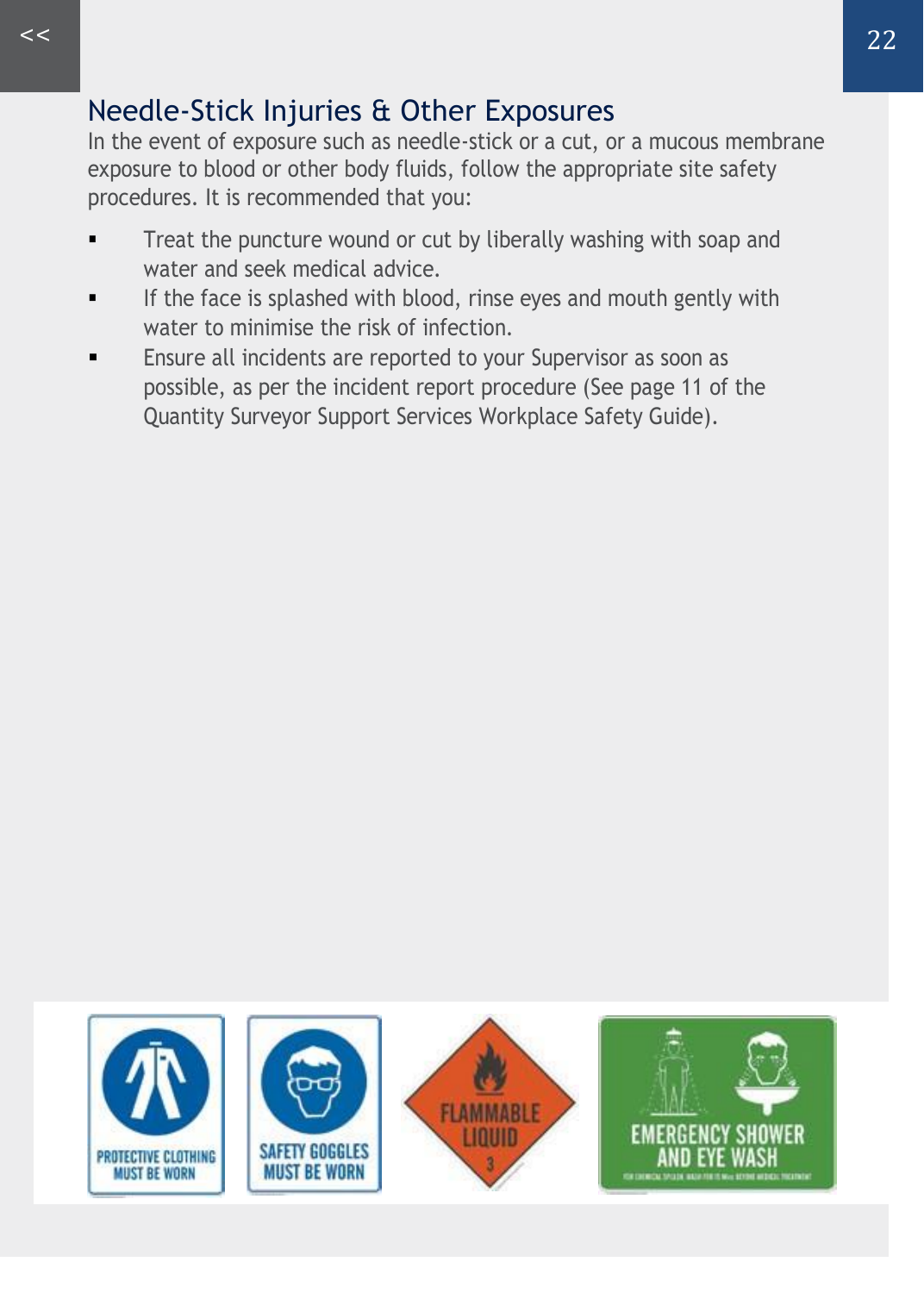## Needle-Stick Injuries & Other Exposures

In the event of exposure such as needle-stick or a cut, or a mucous membrane exposure to blood or other body fluids, follow the appropriate site safety procedures. It is recommended that you:

- Treat the puncture wound or cut by liberally washing with soap and water and seek medical advice.
- If the face is splashed with blood, rinse eyes and mouth gently with water to minimise the risk of infection.
- Ensure all incidents are reported to your Supervisor as soon as possible, as per the incident report procedure (See page 11 of the Quantity Surveyor Support Services Workplace Safety Guide).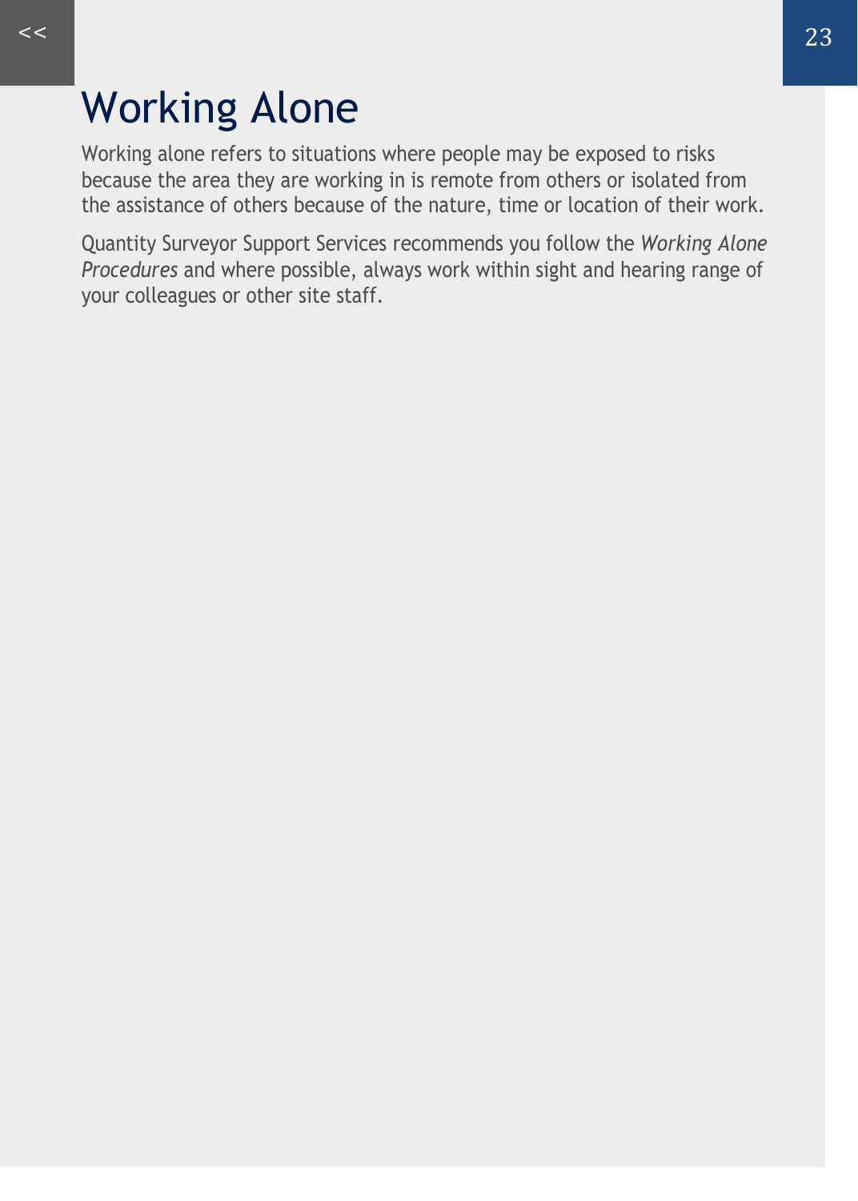# Working Alone

Working alone refers to situations where people may be exposed to risks because the area they are working in is remote from others or isolated from the assistance of others because of the nature, time or location of their work.

Quantity Surveyor Support Services recommends you follow the *Working Alone Procedures* and where possible, always work within sight and hearing range of your colleagues or other site staff.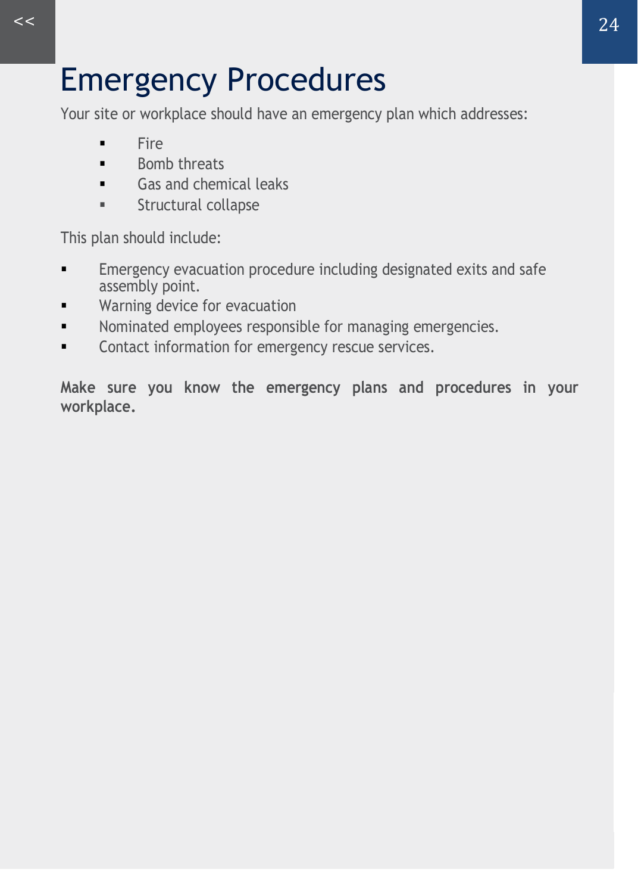# Emergency Procedures

Your site or workplace should have an emergency plan which addresses:

- Fire
- Bomb threats
- Gas and chemical leaks
- Structural collapse

This plan should include:

- Emergency evacuation procedure including designated exits and safe assembly point.
- Warning device for evacuation
- Nominated employees responsible for managing emergencies.
- Contact information for emergency rescue services.

**Make sure you know the emergency plans and procedures in your workplace.**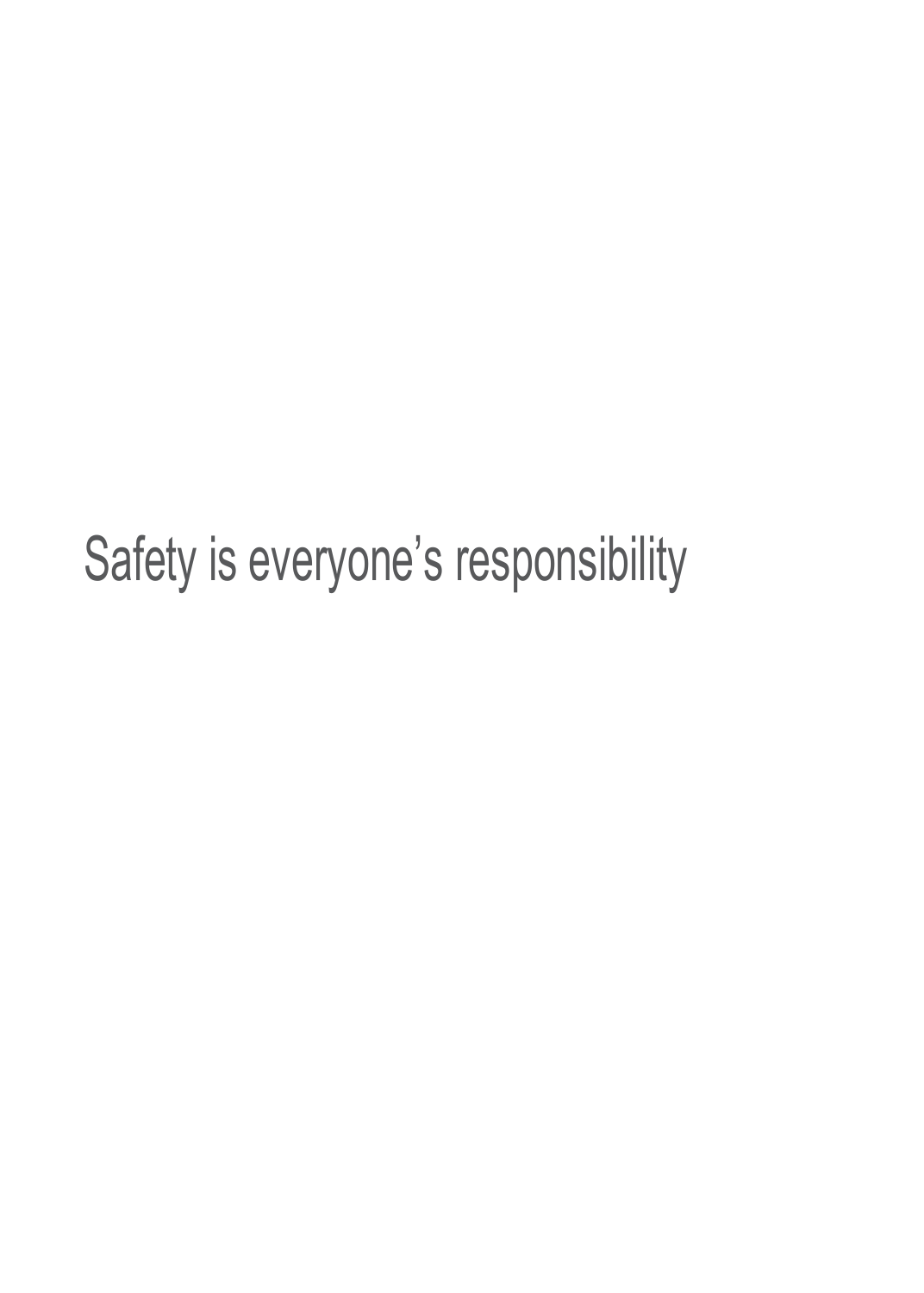Safety is everyone’s responsibility